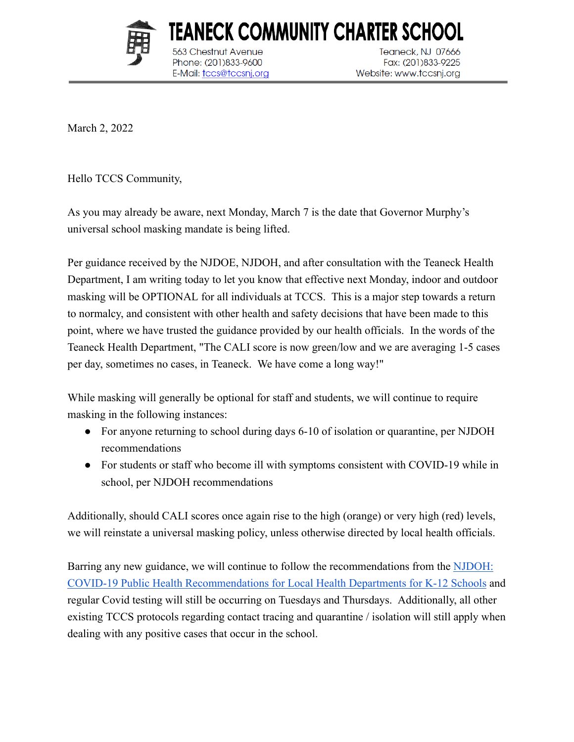# TEANECK COMMUNITY CHARTER SCHOOL

563 Chestnut Avenue
Phone: (201)833-9600
E-Mail: tccs@tccsnj.org

Teaneck, NJ 07666
Fax: (201)833-9225
Website: www.tccsnj.org

March 2, 2022

Hello TCCS Community,

As you may already be aware, next Monday, March 7 is the date that Governor Murphy's universal school masking mandate is being lifted.

Per guidance received by the NJDOE, NJDOH, and after consultation with the Teaneck Health Department, I am writing today to let you know that effective next Monday, indoor and outdoor masking will be OPTIONAL for all individuals at TCCS. This is a major step towards a return to normalcy, and consistent with other health and safety decisions that have been made to this point, where we have trusted the guidance provided by our health officials. In the words of the Teaneck Health Department, "The CALI score is now green/low and we are averaging 1-5 cases per day, sometimes no cases, in Teaneck. We have come a long way!"

While masking will generally be optional for staff and students, we will continue to require masking in the following instances:

- For anyone returning to school during days 6-10 of isolation or quarantine, per NJDOH recommendations
- For students or staff who become ill with symptoms consistent with COVID-19 while in school, per NJDOH recommendations

Additionally, should CALI scores once again rise to the high (orange) or very high (red) levels, we will reinstate a universal masking policy, unless otherwise directed by local health officials.

Barring any new guidance, we will continue to follow the recommendations from the NJDOH: COVID-19 Public Health Recommendations for Local Health Departments for K-12 Schools and regular Covid testing will still be occurring on Tuesdays and Thursdays. Additionally, all other existing TCCS protocols regarding contact tracing and quarantine / isolation will still apply when dealing with any positive cases that occur in the school.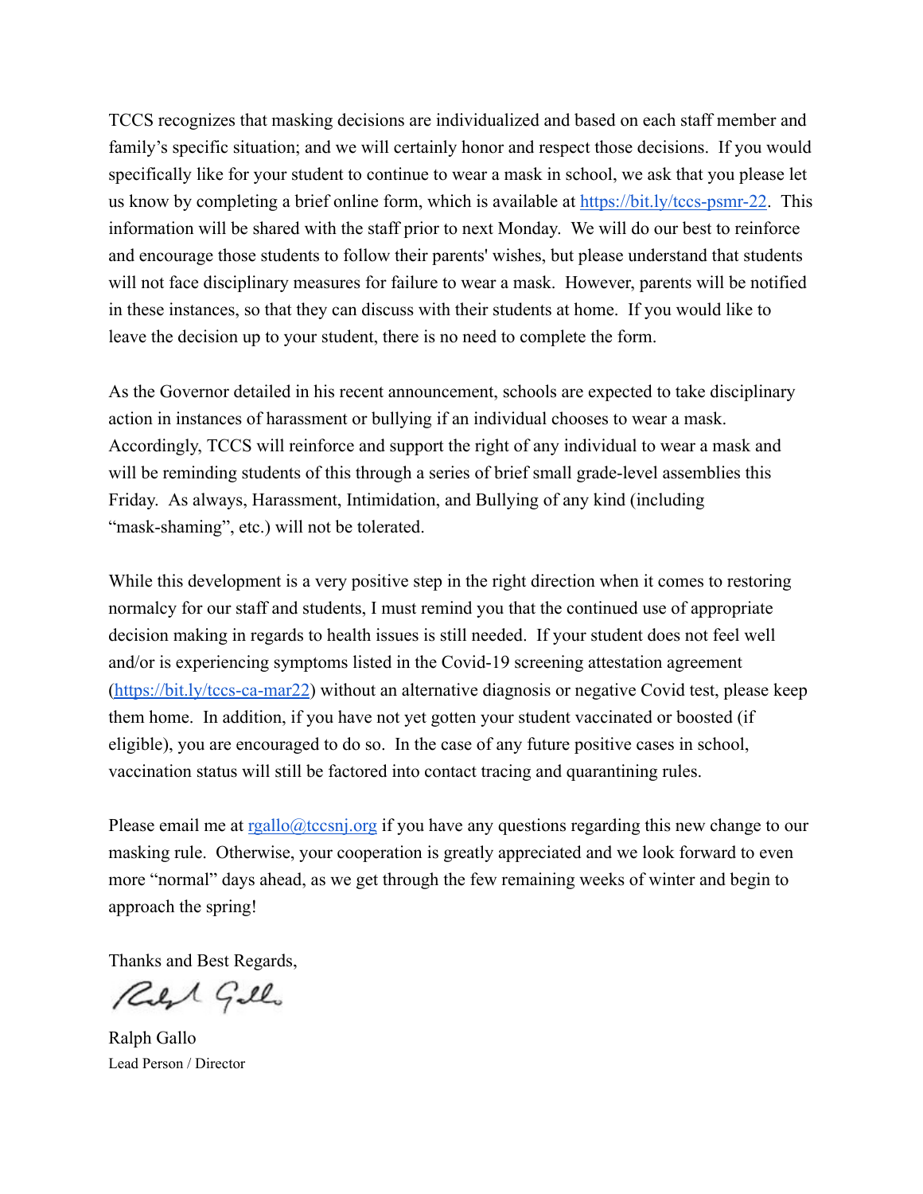TCCS recognizes that masking decisions are individualized and based on each staff member and family's specific situation; and we will certainly honor and respect those decisions. If you would specifically like for your student to continue to wear a mask in school, we ask that you please let us know by completing a brief online form, which is available at [https://bit.ly/tccs-psmr-22](https://bit.ly/tccs-psmr-22). This information will be shared with the staff prior to next Monday. We will do our best to reinforce and encourage those students to follow their parents' wishes, but please understand that students will not face disciplinary measures for failure to wear a mask. However, parents will be notified in these instances, so that they can discuss with their students at home. If you would like to leave the decision up to your student, there is no need to complete the form.

As the Governor detailed in his recent announcement, schools are expected to take disciplinary action in instances of harassment or bullying if an individual chooses to wear a mask. Accordingly, TCCS will reinforce and support the right of any individual to wear a mask and will be reminding students of this through a series of brief small grade-level assemblies this Friday. As always, Harassment, Intimidation, and Bullying of any kind (including "mask-shaming", etc.) will not be tolerated.

While this development is a very positive step in the right direction when it comes to restoring normalcy for our staff and students, I must remind you that the continued use of appropriate decision making in regards to health issues is still needed. If your student does not feel well and/or is experiencing symptoms listed in the Covid-19 screening attestation agreement ([https://bit.ly/tccs-ca-mar22](https://bit.ly/tccs-ca-mar22)) without an alternative diagnosis or negative Covid test, please keep them home. In addition, if you have not yet gotten your student vaccinated or boosted (if eligible), you are encouraged to do so. In the case of any future positive cases in school, vaccination status will still be factored into contact tracing and quarantining rules.

Please email me at [rgallo@tccsnj.org](mailto:rgallo@tccsnj.org) if you have any questions regarding this new change to our masking rule. Otherwise, your cooperation is greatly appreciated and we look forward to even more "normal" days ahead, as we get through the few remaining weeks of winter and begin to approach the spring!

Thanks and Best Regards,

Ralph Gallo

Ralph Gallo
Lead Person / Director